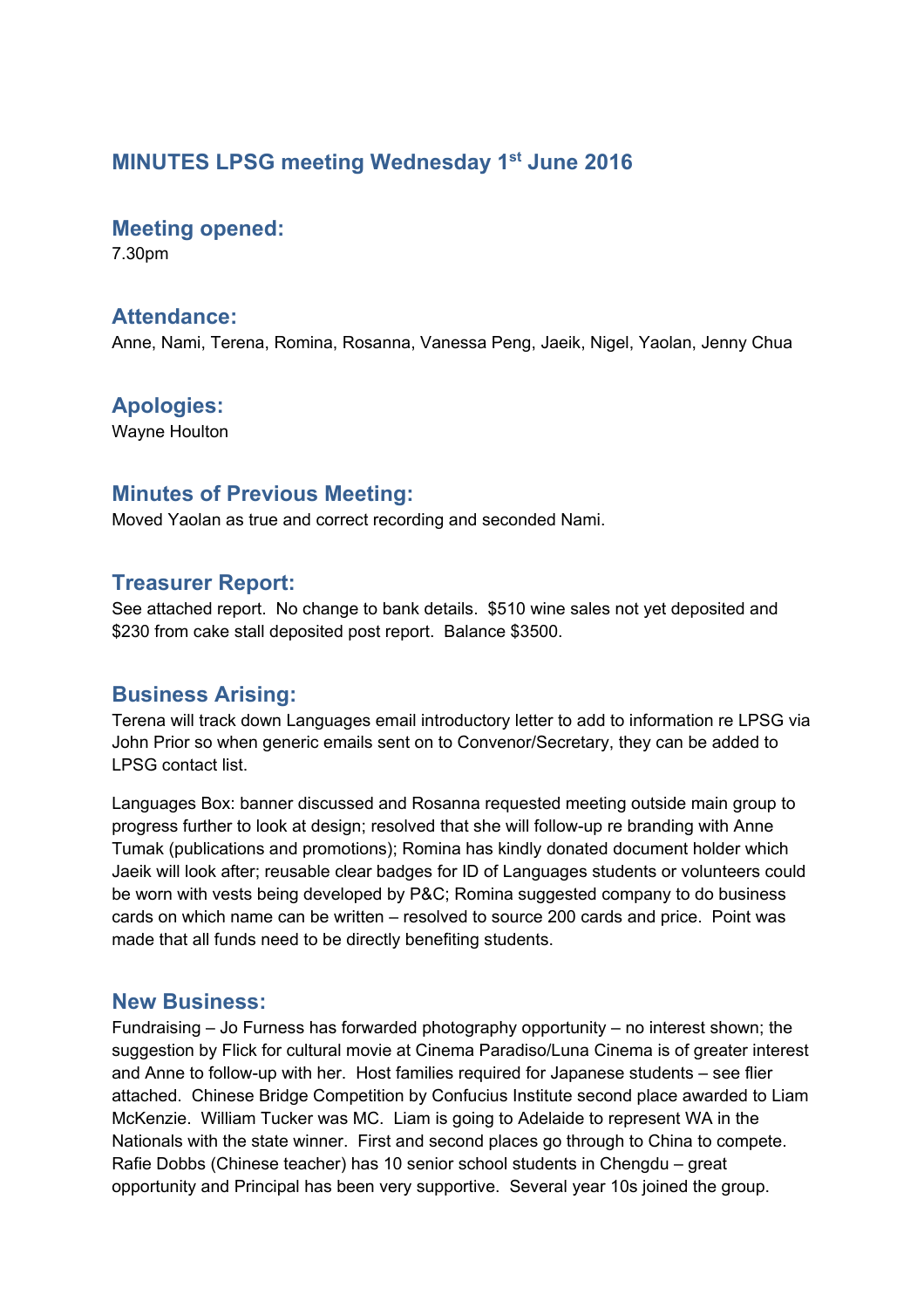# MINUTES LPSG meeting Wednesday 1st June 2016

## Meeting opened:

7.30pm

## Attendance:

Anne, Nami, Terena, Romina, Rosanna, Vanessa Peng, Jaeik, Nigel, Yaolan, Jenny Chua

## Apologies:

Wayne Houlton

## Minutes of Previous Meeting:

Moved Yaolan as true and correct recording and seconded Nami.

## Treasurer Report:

See attached report. No change to bank details. $510 wine sales not yet deposited and $230 from cake stall deposited post report. Balance $3500.

## Business Arising:

Terena will track down Languages email introductory letter to add to information re LPSG via John Prior so when generic emails sent on to Convenor/Secretary, they can be added to LPSG contact list.

Languages Box: banner discussed and Rosanna requested meeting outside main group to progress further to look at design; resolved that she will follow-up re branding with Anne Tumak (publications and promotions); Romina has kindly donated document holder which Jaeik will look after; reusable clear badges for ID of Languages students or volunteers could be worn with vests being developed by P&C; Romina suggested company to do business cards on which name can be written – resolved to source 200 cards and price. Point was made that all funds need to be directly benefiting students.

## New Business:

Fundraising – Jo Furness has forwarded photography opportunity – no interest shown; the suggestion by Flick for cultural movie at Cinema Paradiso/Luna Cinema is of greater interest and Anne to follow-up with her. Host families required for Japanese students – see flier attached. Chinese Bridge Competition by Confucius Institute second place awarded to Liam McKenzie. William Tucker was MC. Liam is going to Adelaide to represent WA in the Nationals with the state winner. First and second places go through to China to compete. Rafie Dobbs (Chinese teacher) has 10 senior school students in Chengdu – great opportunity and Principal has been very supportive. Several year 10s joined the group.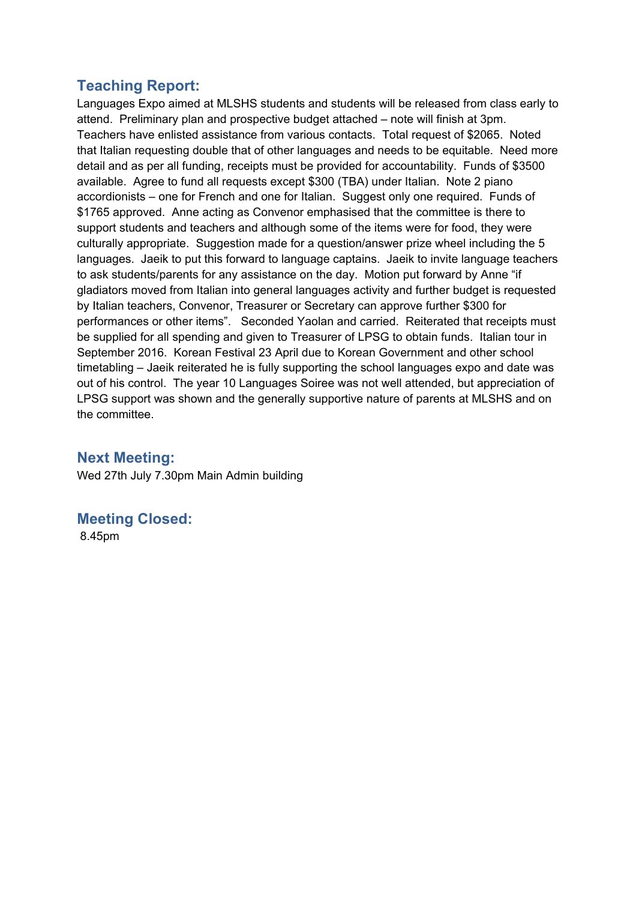## Teaching Report:

Languages Expo aimed at MLSHS students and students will be released from class early to attend. Preliminary plan and prospective budget attached – note will finish at 3pm. Teachers have enlisted assistance from various contacts. Total request of $2065. Noted that Italian requesting double that of other languages and needs to be equitable. Need more detail and as per all funding, receipts must be provided for accountability. Funds of $3500 available. Agree to fund all requests except $300 (TBA) under Italian. Note 2 piano accordionists – one for French and one for Italian. Suggest only one required. Funds of $1765 approved. Anne acting as Convenor emphasised that the committee is there to support students and teachers and although some of the items were for food, they were culturally appropriate. Suggestion made for a question/answer prize wheel including the 5 languages. Jaeik to put this forward to language captains. Jaeik to invite language teachers to ask students/parents for any assistance on the day. Motion put forward by Anne "if gladiators moved from Italian into general languages activity and further budget is requested by Italian teachers, Convenor, Treasurer or Secretary can approve further $300 for performances or other items". Seconded Yaolan and carried. Reiterated that receipts must be supplied for all spending and given to Treasurer of LPSG to obtain funds. Italian tour in September 2016. Korean Festival 23 April due to Korean Government and other school timetabling – Jaeik reiterated he is fully supporting the school languages expo and date was out of his control. The year 10 Languages Soiree was not well attended, but appreciation of LPSG support was shown and the generally supportive nature of parents at MLSHS and on the committee.

## Next Meeting:

Wed 27th July 7.30pm Main Admin building

## Meeting Closed:

8.45pm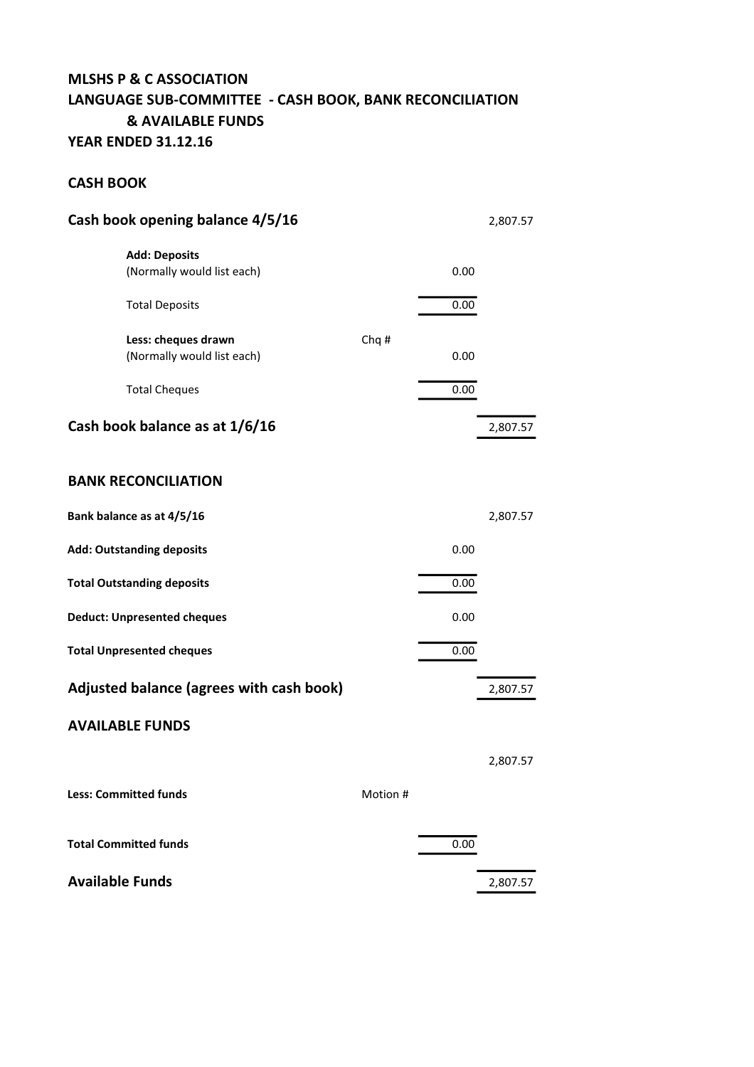**MLSHS P & C ASSOCIATION**
**LANGUAGE SUB-COMMITTEE - CASH BOOK, BANK RECONCILIATION & AVAILABLE FUNDS**
**YEAR ENDED 31.12.16**

## CASH BOOK

| | | | |
|---|---|---|---|
| **Cash book opening balance 4/5/16** | | | 2,807.57 |
| **Add: Deposits** | | | |
| (Normally would list each) | | 0.00 | |
| Total Deposits | | 0.00 | |
| **Less: cheques drawn** | Chq # | | |
| (Normally would list each) | | 0.00 | |
| Total Cheques | | 0.00 | |
| **Cash book balance as at 1/6/16** | | | 2,807.57 |

## BANK RECONCILIATION

| | | | |
|---|---|---|---|
| **Bank balance as at 4/5/16** | | | 2,807.57 |
| **Add: Outstanding deposits** | | 0.00 | |
| **Total Outstanding deposits** | | 0.00 | |
| **Deduct: Unpresented cheques** | | 0.00 | |
| **Total Unpresented cheques** | | 0.00 | |
| **Adjusted balance (agrees with cash book)** | | | 2,807.57 |

## AVAILABLE FUNDS

| | | | |
|---|---|---|---|
| | | | 2,807.57 |
| **Less: Committed funds** | Motion # | | |
| **Total Committed funds** | | 0.00 | |
| **Available Funds** | | | 2,807.57 |